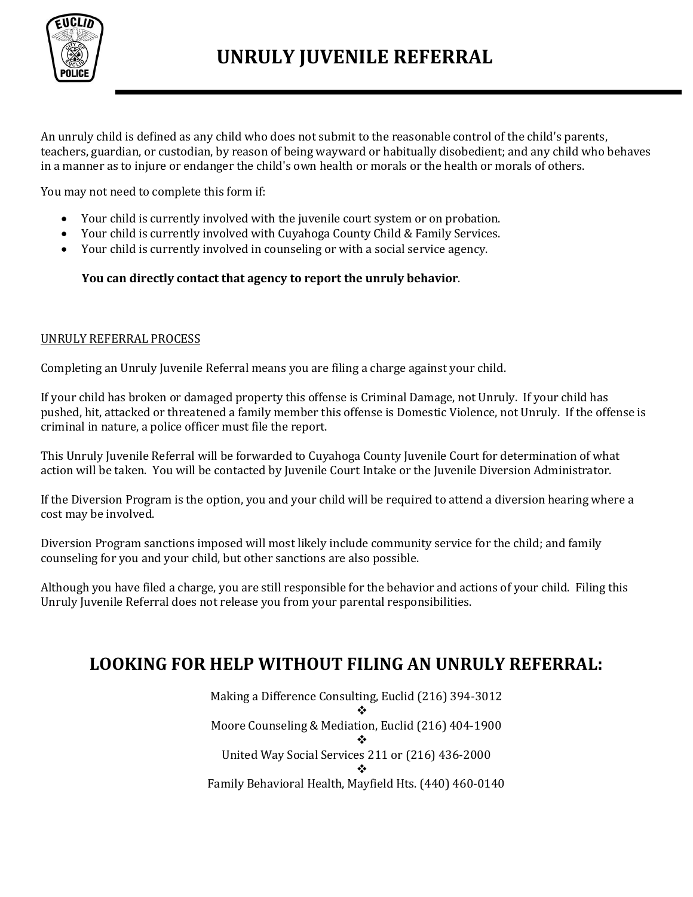# UNRULY JUVENILE REFERRAL

An unruly child is defined as any child who does not submit to the reasonable control of the child's parents, teachers, guardian, or custodian, by reason of being wayward or habitually disobedient; and any child who behaves in a manner as to injure or endanger the child's own health or morals or the health or morals of others.

You may not need to complete this form if:

- Your child is currently involved with the juvenile court system or on probation.
- Your child is currently involved with Cuyahoga County Child & Family Services.
- Your child is currently involved in counseling or with a social service agency.

**You can directly contact that agency to report the unruly behavior**.

UNRULY REFERRAL PROCESS

Completing an Unruly Juvenile Referral means you are filing a charge against your child.

If your child has broken or damaged property this offense is Criminal Damage, not Unruly. If your child has pushed, hit, attacked or threatened a family member this offense is Domestic Violence, not Unruly. If the offense is criminal in nature, a police officer must file the report.

This Unruly Juvenile Referral will be forwarded to Cuyahoga County Juvenile Court for determination of what action will be taken. You will be contacted by Juvenile Court Intake or the Juvenile Diversion Administrator.

If the Diversion Program is the option, you and your child will be required to attend a diversion hearing where a cost may be involved.

Diversion Program sanctions imposed will most likely include community service for the child; and family counseling for you and your child, but other sanctions are also possible.

Although you have filed a charge, you are still responsible for the behavior and actions of your child. Filing this Unruly Juvenile Referral does not release you from your parental responsibilities.

## LOOKING FOR HELP WITHOUT FILING AN UNRULY REFERRAL:

Making a Difference Consulting, Euclid (216) 394-3012

❖

Moore Counseling & Mediation, Euclid (216) 404-1900

❖

United Way Social Services 211 or (216) 436-2000

❖

Family Behavioral Health, Mayfield Hts. (440) 460-0140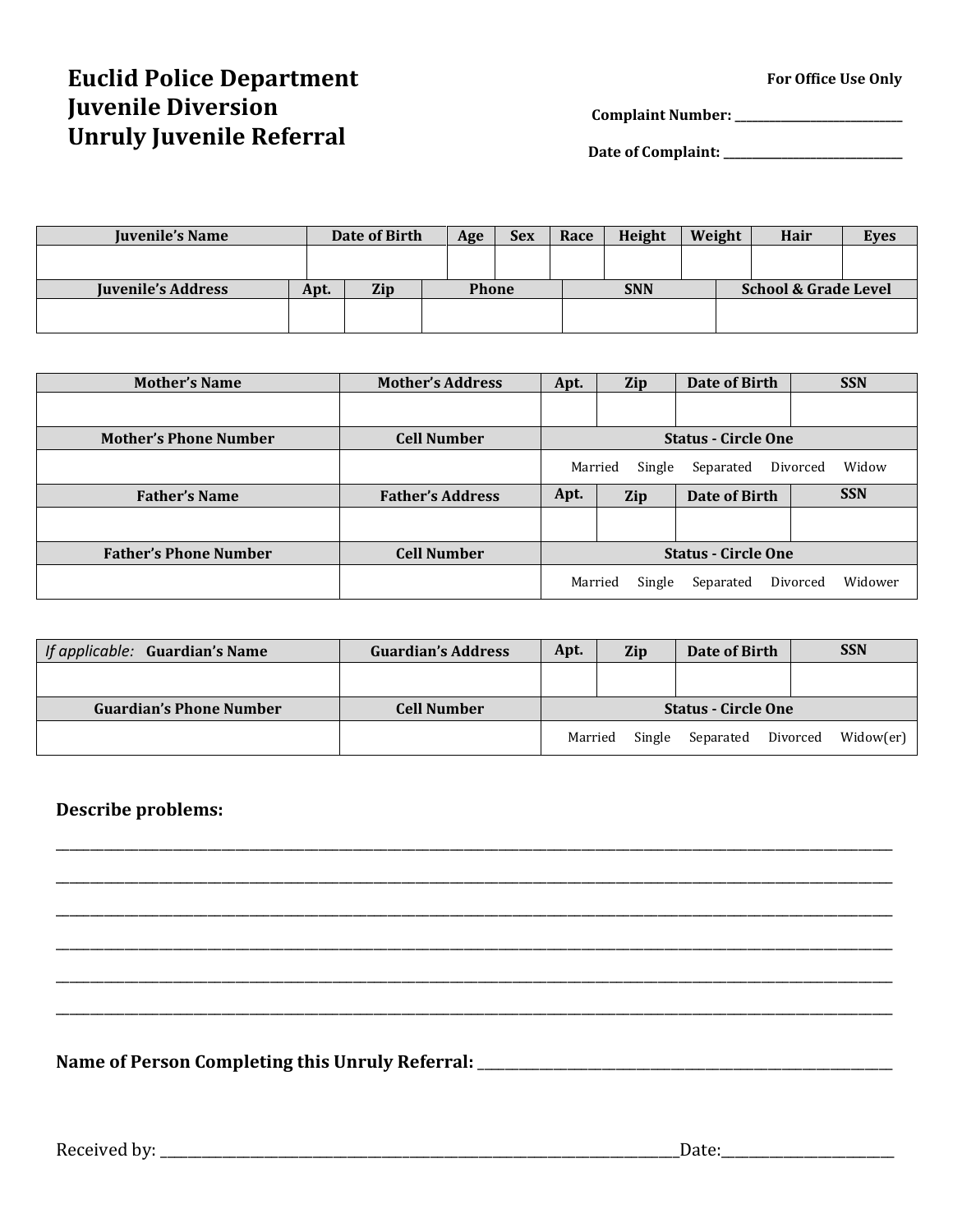# Euclid Police Department
# Juvenile Diversion
# Unruly Juvenile Referral

**For Office Use Only**

**Complaint Number:** ____________________________

**Date of Complaint:** ______________________________

| Juvenile's Name | Date of Birth | Age | Sex | Race | Height | Weight | Hair | Eyes |
|---|---|---|---|---|---|---|---|---|
| | | | | | | | | |

| Juvenile's Address | Apt. | Zip | Phone | SNN | School & Grade Level |
|---|---|---|---|---|---|
| | | | | | |

| Mother's Name | Mother's Address | Apt. | Zip | Date of Birth | SSN |
|---|---|---|---|---|---|
| | | | | | |
| **Mother's Phone Number** | **Cell Number** | **Status - Circle One** | | | |
| | | Married Single Separated Divorced Widow | | | |
| **Father's Name** | **Father's Address** | **Apt.** | **Zip** | **Date of Birth** | **SSN** |
| | | | | | |
| **Father's Phone Number** | **Cell Number** | **Status - Circle One** | | | |
| | | Married Single Separated Divorced Widower | | | |

| *If applicable:* Guardian's Name | Guardian's Address | Apt. | Zip | Date of Birth | SSN |
|---|---|---|---|---|---|
| | | | | | |
| **Guardian's Phone Number** | **Cell Number** | **Status - Circle One** | | | |
| | | Married Single Separated Divorced Widow(er) | | | |

**Describe problems:**

________________________________________________________________________________

________________________________________________________________________________

________________________________________________________________________________

________________________________________________________________________________

________________________________________________________________________________

________________________________________________________________________________

**Name of Person Completing this Unruly Referral:** ______________________________________

Received by: ______________________________________________Date:_______________________